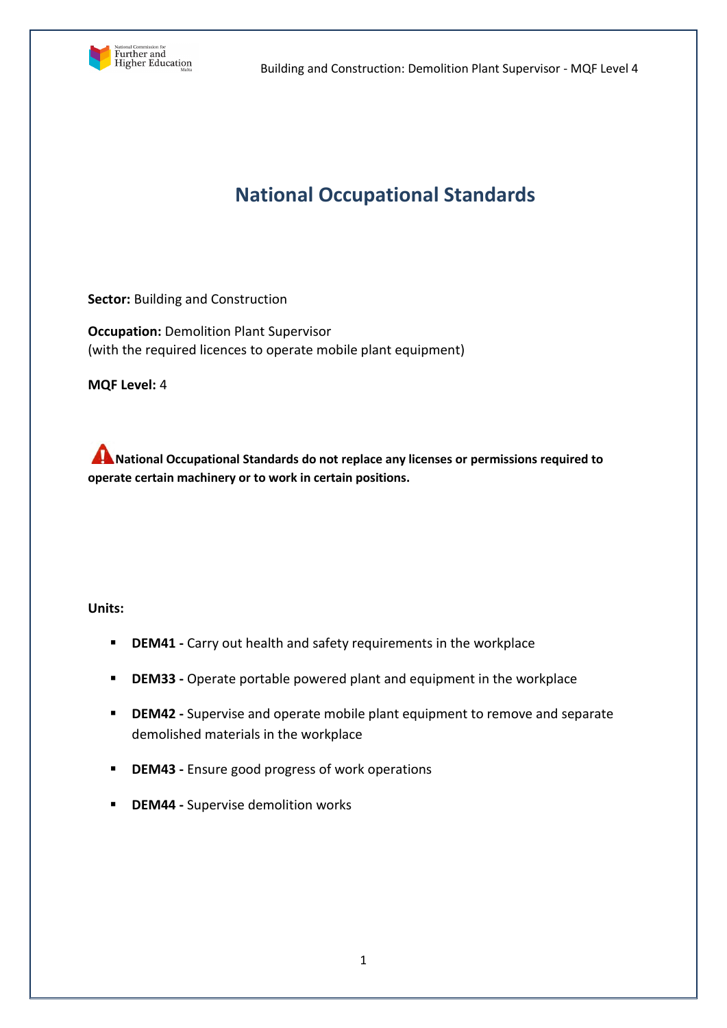# National Occupational Standards

**Sector:** Building and Construction

**Occupation:** Demolition Plant Supervisor
(with the required licences to operate mobile plant equipment)

**MQF Level:** 4

**National Occupational Standards do not replace any licenses or permissions required to operate certain machinery or to work in certain positions.**

**Units:**

- **DEM41 -** Carry out health and safety requirements in the workplace
- **DEM33 -** Operate portable powered plant and equipment in the workplace
- **DEM42 -** Supervise and operate mobile plant equipment to remove and separate demolished materials in the workplace
- **DEM43 -** Ensure good progress of work operations
- **DEM44 -** Supervise demolition works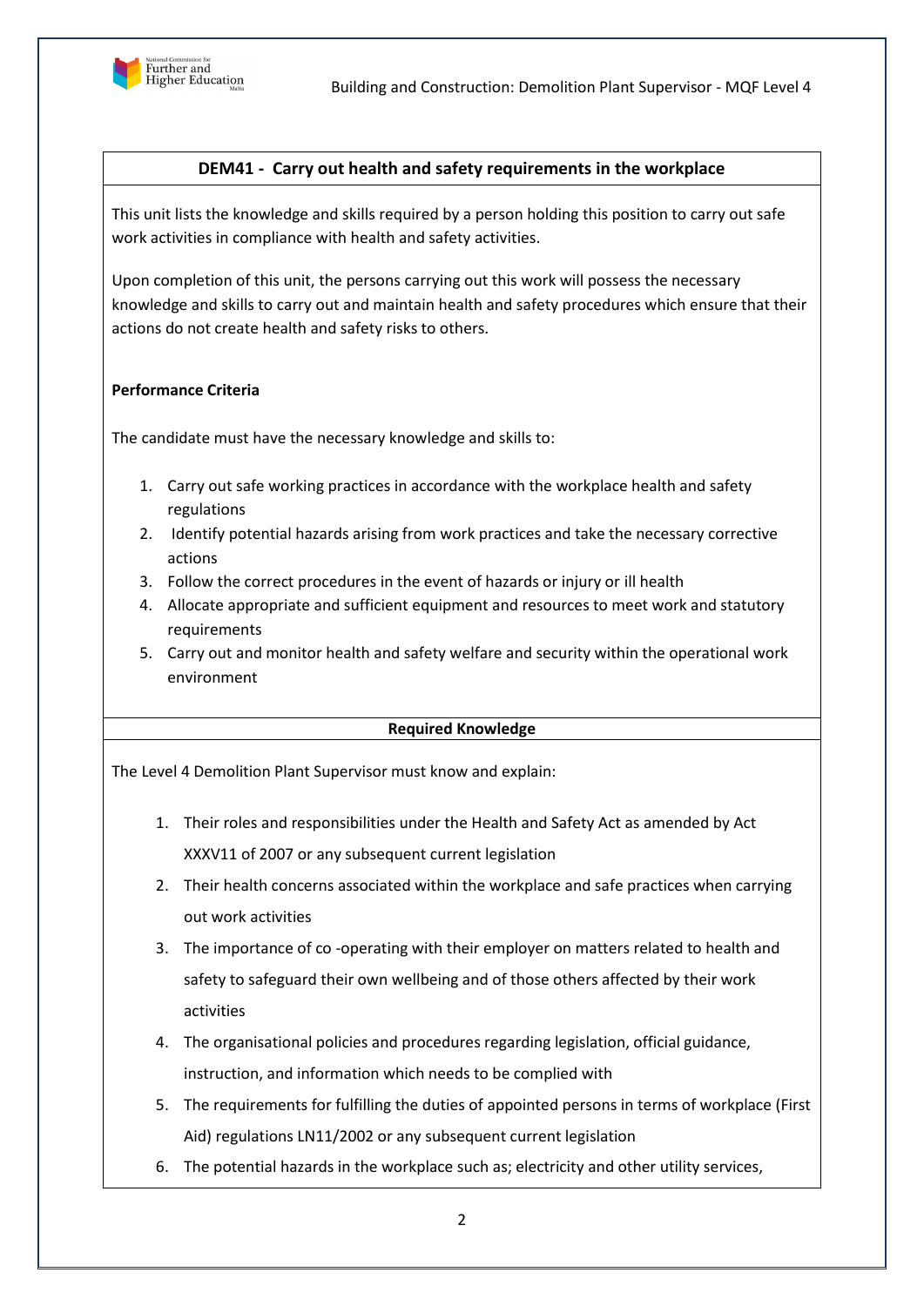## DEM41 - Carry out health and safety requirements in the workplace

This unit lists the knowledge and skills required by a person holding this position to carry out safe work activities in compliance with health and safety activities.

Upon completion of this unit, the persons carrying out this work will possess the necessary knowledge and skills to carry out and maintain health and safety procedures which ensure that their actions do not create health and safety risks to others.

**Performance Criteria**

The candidate must have the necessary knowledge and skills to:

1. Carry out safe working practices in accordance with the workplace health and safety regulations
2. Identify potential hazards arising from work practices and take the necessary corrective actions
3. Follow the correct procedures in the event of hazards or injury or ill health
4. Allocate appropriate and sufficient equipment and resources to meet work and statutory requirements
5. Carry out and monitor health and safety welfare and security within the operational work environment

**Required Knowledge**

The Level 4 Demolition Plant Supervisor must know and explain:

1. Their roles and responsibilities under the Health and Safety Act as amended by Act XXXV11 of 2007 or any subsequent current legislation
2. Their health concerns associated within the workplace and safe practices when carrying out work activities
3. The importance of co -operating with their employer on matters related to health and safety to safeguard their own wellbeing and of those others affected by their work activities
4. The organisational policies and procedures regarding legislation, official guidance, instruction, and information which needs to be complied with
5. The requirements for fulfilling the duties of appointed persons in terms of workplace (First Aid) regulations LN11/2002 or any subsequent current legislation
6. The potential hazards in the workplace such as; electricity and other utility services,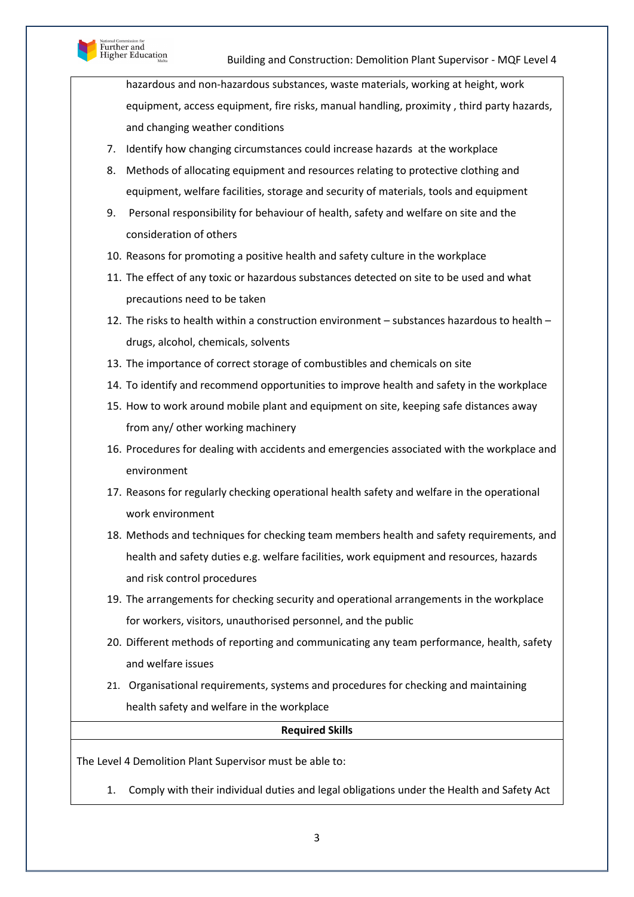hazardous and non-hazardous substances, waste materials, working at height, work equipment, access equipment, fire risks, manual handling, proximity , third party hazards, and changing weather conditions

7. Identify how changing circumstances could increase hazards at the workplace
8. Methods of allocating equipment and resources relating to protective clothing and equipment, welfare facilities, storage and security of materials, tools and equipment
9. Personal responsibility for behaviour of health, safety and welfare on site and the consideration of others
10. Reasons for promoting a positive health and safety culture in the workplace
11. The effect of any toxic or hazardous substances detected on site to be used and what precautions need to be taken
12. The risks to health within a construction environment – substances hazardous to health – drugs, alcohol, chemicals, solvents
13. The importance of correct storage of combustibles and chemicals on site
14. To identify and recommend opportunities to improve health and safety in the workplace
15. How to work around mobile plant and equipment on site, keeping safe distances away from any/ other working machinery
16. Procedures for dealing with accidents and emergencies associated with the workplace and environment
17. Reasons for regularly checking operational health safety and welfare in the operational work environment
18. Methods and techniques for checking team members health and safety requirements, and health and safety duties e.g. welfare facilities, work equipment and resources, hazards and risk control procedures
19. The arrangements for checking security and operational arrangements in the workplace for workers, visitors, unauthorised personnel, and the public
20. Different methods of reporting and communicating any team performance, health, safety and welfare issues
21. Organisational requirements, systems and procedures for checking and maintaining health safety and welfare in the workplace

**Required Skills**

The Level 4 Demolition Plant Supervisor must be able to:

1. Comply with their individual duties and legal obligations under the Health and Safety Act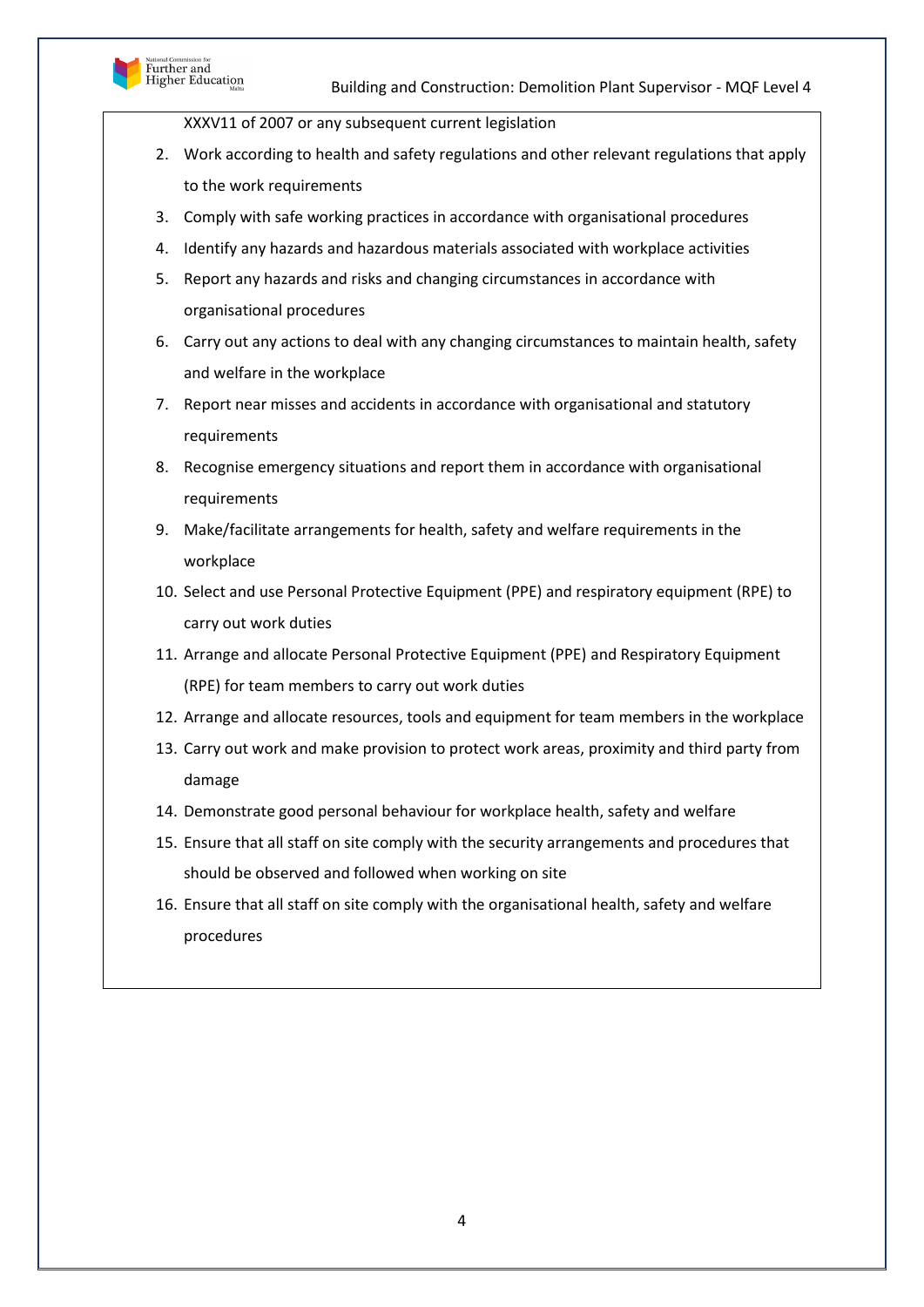XXXV11 of 2007 or any subsequent current legislation

2. Work according to health and safety regulations and other relevant regulations that apply to the work requirements
3. Comply with safe working practices in accordance with organisational procedures
4. Identify any hazards and hazardous materials associated with workplace activities
5. Report any hazards and risks and changing circumstances in accordance with organisational procedures
6. Carry out any actions to deal with any changing circumstances to maintain health, safety and welfare in the workplace
7. Report near misses and accidents in accordance with organisational and statutory requirements
8. Recognise emergency situations and report them in accordance with organisational requirements
9. Make/facilitate arrangements for health, safety and welfare requirements in the workplace
10. Select and use Personal Protective Equipment (PPE) and respiratory equipment (RPE) to carry out work duties
11. Arrange and allocate Personal Protective Equipment (PPE) and Respiratory Equipment (RPE) for team members to carry out work duties
12. Arrange and allocate resources, tools and equipment for team members in the workplace
13. Carry out work and make provision to protect work areas, proximity and third party from damage
14. Demonstrate good personal behaviour for workplace health, safety and welfare
15. Ensure that all staff on site comply with the security arrangements and procedures that should be observed and followed when working on site
16. Ensure that all staff on site comply with the organisational health, safety and welfare procedures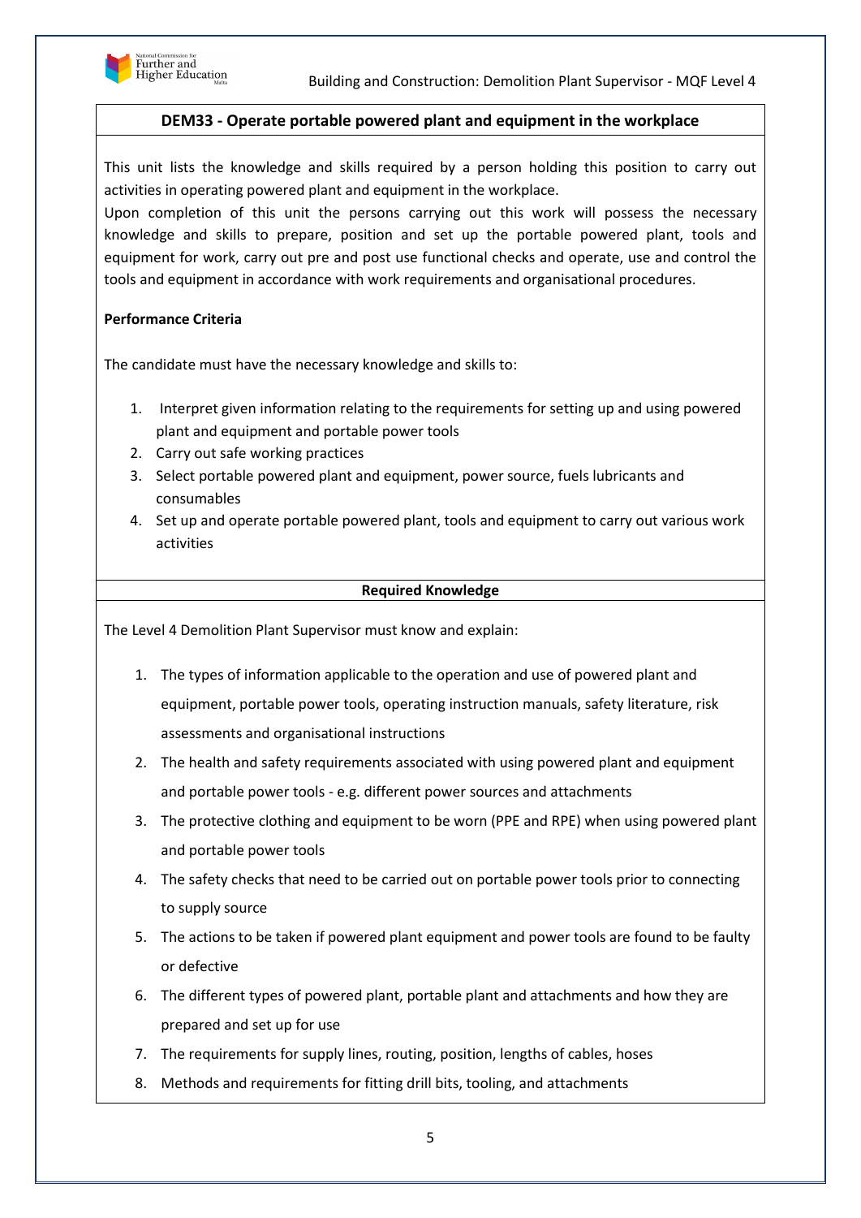## DEM33 - Operate portable powered plant and equipment in the workplace

This unit lists the knowledge and skills required by a person holding this position to carry out activities in operating powered plant and equipment in the workplace.
Upon completion of this unit the persons carrying out this work will possess the necessary knowledge and skills to prepare, position and set up the portable powered plant, tools and equipment for work, carry out pre and post use functional checks and operate, use and control the tools and equipment in accordance with work requirements and organisational procedures.

**Performance Criteria**

The candidate must have the necessary knowledge and skills to:

1. Interpret given information relating to the requirements for setting up and using powered plant and equipment and portable power tools
2. Carry out safe working practices
3. Select portable powered plant and equipment, power source, fuels lubricants and consumables
4. Set up and operate portable powered plant, tools and equipment to carry out various work activities

### Required Knowledge

The Level 4 Demolition Plant Supervisor must know and explain:

1. The types of information applicable to the operation and use of powered plant and equipment, portable power tools, operating instruction manuals, safety literature, risk assessments and organisational instructions
2. The health and safety requirements associated with using powered plant and equipment and portable power tools - e.g. different power sources and attachments
3. The protective clothing and equipment to be worn (PPE and RPE) when using powered plant and portable power tools
4. The safety checks that need to be carried out on portable power tools prior to connecting to supply source
5. The actions to be taken if powered plant equipment and power tools are found to be faulty or defective
6. The different types of powered plant, portable plant and attachments and how they are prepared and set up for use
7. The requirements for supply lines, routing, position, lengths of cables, hoses
8. Methods and requirements for fitting drill bits, tooling, and attachments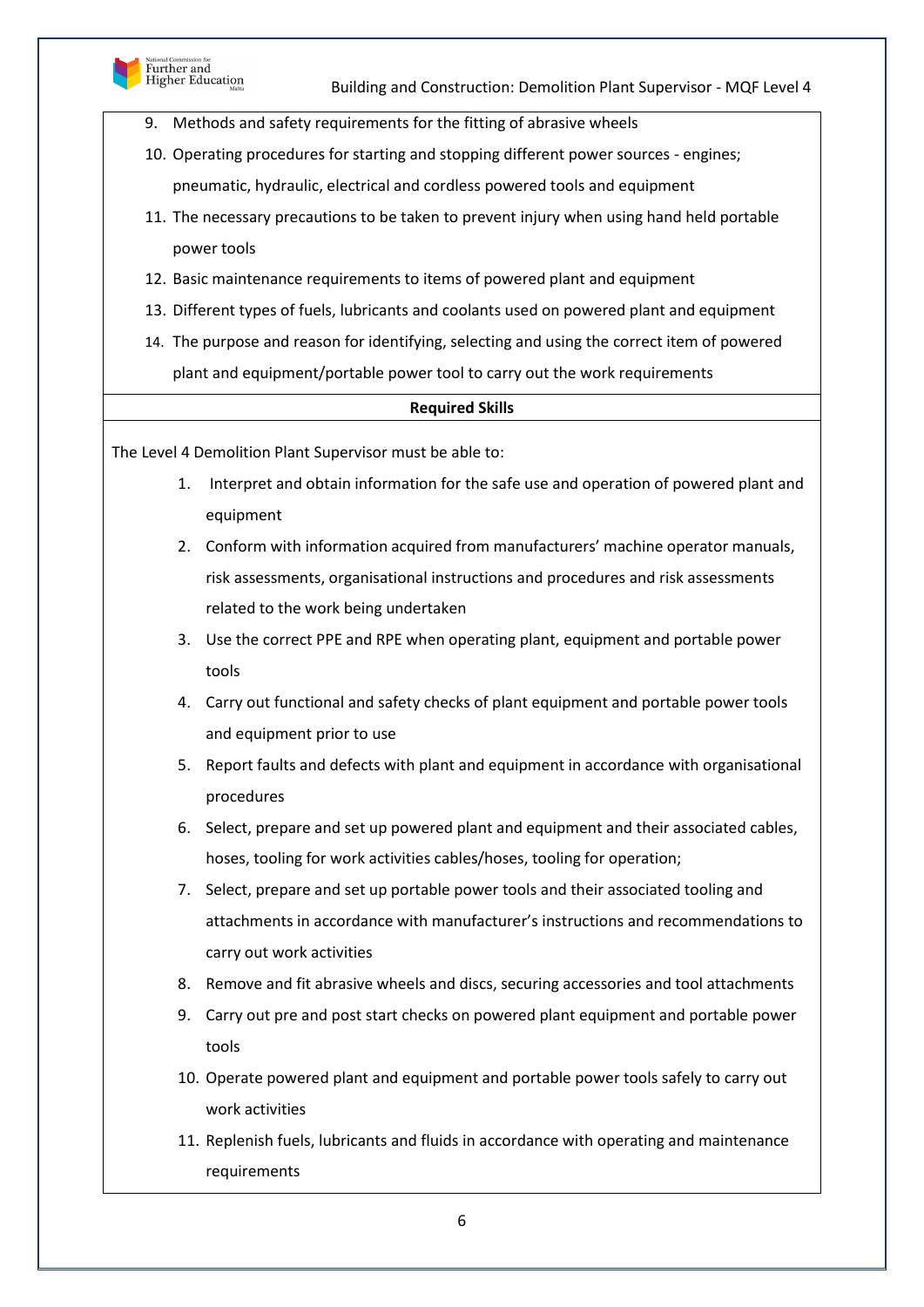9. Methods and safety requirements for the fitting of abrasive wheels
10. Operating procedures for starting and stopping different power sources - engines; pneumatic, hydraulic, electrical and cordless powered tools and equipment
11. The necessary precautions to be taken to prevent injury when using hand held portable power tools
12. Basic maintenance requirements to items of powered plant and equipment
13. Different types of fuels, lubricants and coolants used on powered plant and equipment
14. The purpose and reason for identifying, selecting and using the correct item of powered plant and equipment/portable power tool to carry out the work requirements

**Required Skills**

The Level 4 Demolition Plant Supervisor must be able to:

1. Interpret and obtain information for the safe use and operation of powered plant and equipment
2. Conform with information acquired from manufacturers' machine operator manuals, risk assessments, organisational instructions and procedures and risk assessments related to the work being undertaken
3. Use the correct PPE and RPE when operating plant, equipment and portable power tools
4. Carry out functional and safety checks of plant equipment and portable power tools and equipment prior to use
5. Report faults and defects with plant and equipment in accordance with organisational procedures
6. Select, prepare and set up powered plant and equipment and their associated cables, hoses, tooling for work activities cables/hoses, tooling for operation;
7. Select, prepare and set up portable power tools and their associated tooling and attachments in accordance with manufacturer's instructions and recommendations to carry out work activities
8. Remove and fit abrasive wheels and discs, securing accessories and tool attachments
9. Carry out pre and post start checks on powered plant equipment and portable power tools
10. Operate powered plant and equipment and portable power tools safely to carry out work activities
11. Replenish fuels, lubricants and fluids in accordance with operating and maintenance requirements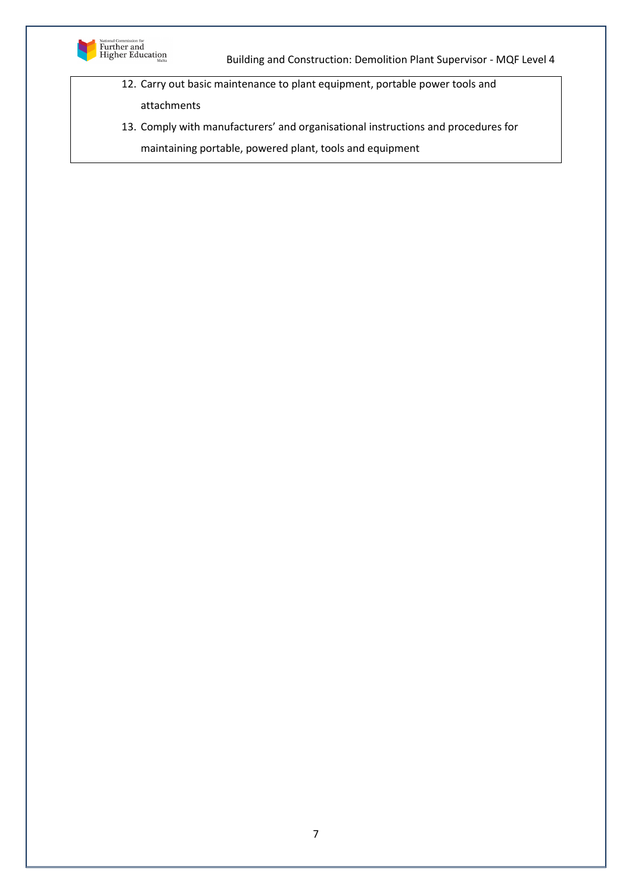12. Carry out basic maintenance to plant equipment, portable power tools and attachments
13. Comply with manufacturers' and organisational instructions and procedures for maintaining portable, powered plant, tools and equipment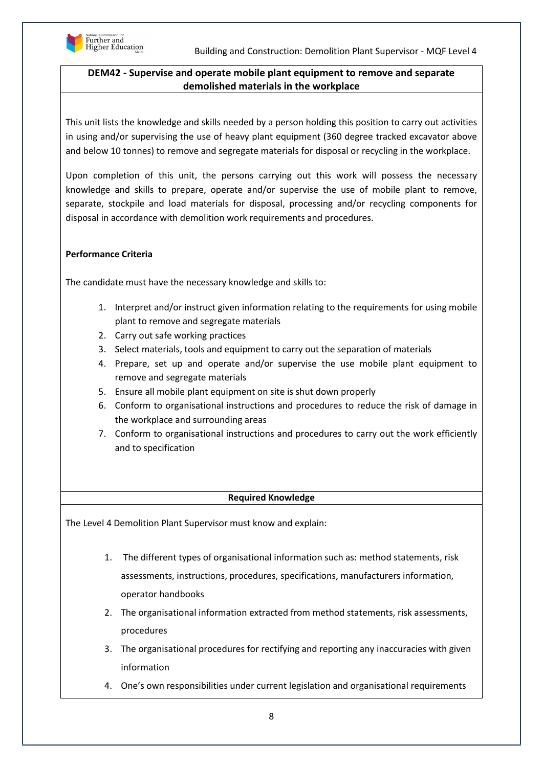## DEM42 - Supervise and operate mobile plant equipment to remove and separate demolished materials in the workplace

This unit lists the knowledge and skills needed by a person holding this position to carry out activities in using and/or supervising the use of heavy plant equipment (360 degree tracked excavator above and below 10 tonnes) to remove and segregate materials for disposal or recycling in the workplace.

Upon completion of this unit, the persons carrying out this work will possess the necessary knowledge and skills to prepare, operate and/or supervise the use of mobile plant to remove, separate, stockpile and load materials for disposal, processing and/or recycling components for disposal in accordance with demolition work requirements and procedures.

**Performance Criteria**

The candidate must have the necessary knowledge and skills to:

1. Interpret and/or instruct given information relating to the requirements for using mobile plant to remove and segregate materials
2. Carry out safe working practices
3. Select materials, tools and equipment to carry out the separation of materials
4. Prepare, set up and operate and/or supervise the use mobile plant equipment to remove and segregate materials
5. Ensure all mobile plant equipment on site is shut down properly
6. Conform to organisational instructions and procedures to reduce the risk of damage in the workplace and surrounding areas
7. Conform to organisational instructions and procedures to carry out the work efficiently and to specification

**Required Knowledge**

The Level 4 Demolition Plant Supervisor must know and explain:

1. The different types of organisational information such as: method statements, risk assessments, instructions, procedures, specifications, manufacturers information, operator handbooks
2. The organisational information extracted from method statements, risk assessments, procedures
3. The organisational procedures for rectifying and reporting any inaccuracies with given information
4. One's own responsibilities under current legislation and organisational requirements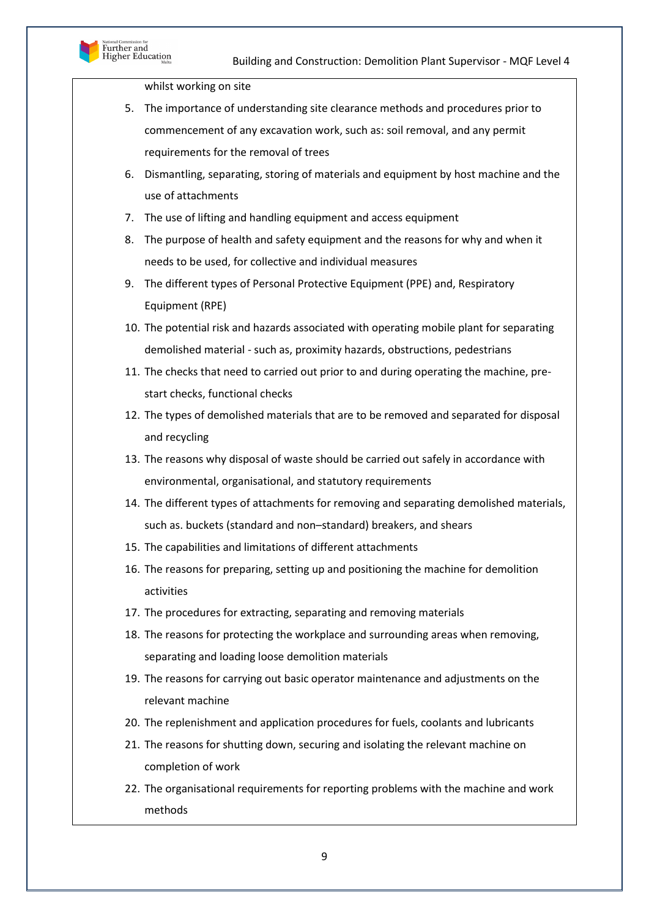whilst working on site

5. The importance of understanding site clearance methods and procedures prior to commencement of any excavation work, such as: soil removal, and any permit requirements for the removal of trees
6. Dismantling, separating, storing of materials and equipment by host machine and the use of attachments
7. The use of lifting and handling equipment and access equipment
8. The purpose of health and safety equipment and the reasons for why and when it needs to be used, for collective and individual measures
9. The different types of Personal Protective Equipment (PPE) and, Respiratory Equipment (RPE)
10. The potential risk and hazards associated with operating mobile plant for separating demolished material - such as, proximity hazards, obstructions, pedestrians
11. The checks that need to carried out prior to and during operating the machine, pre-start checks, functional checks
12. The types of demolished materials that are to be removed and separated for disposal and recycling
13. The reasons why disposal of waste should be carried out safely in accordance with environmental, organisational, and statutory requirements
14. The different types of attachments for removing and separating demolished materials, such as. buckets (standard and non–standard) breakers, and shears
15. The capabilities and limitations of different attachments
16. The reasons for preparing, setting up and positioning the machine for demolition activities
17. The procedures for extracting, separating and removing materials
18. The reasons for protecting the workplace and surrounding areas when removing, separating and loading loose demolition materials
19. The reasons for carrying out basic operator maintenance and adjustments on the relevant machine
20. The replenishment and application procedures for fuels, coolants and lubricants
21. The reasons for shutting down, securing and isolating the relevant machine on completion of work
22. The organisational requirements for reporting problems with the machine and work methods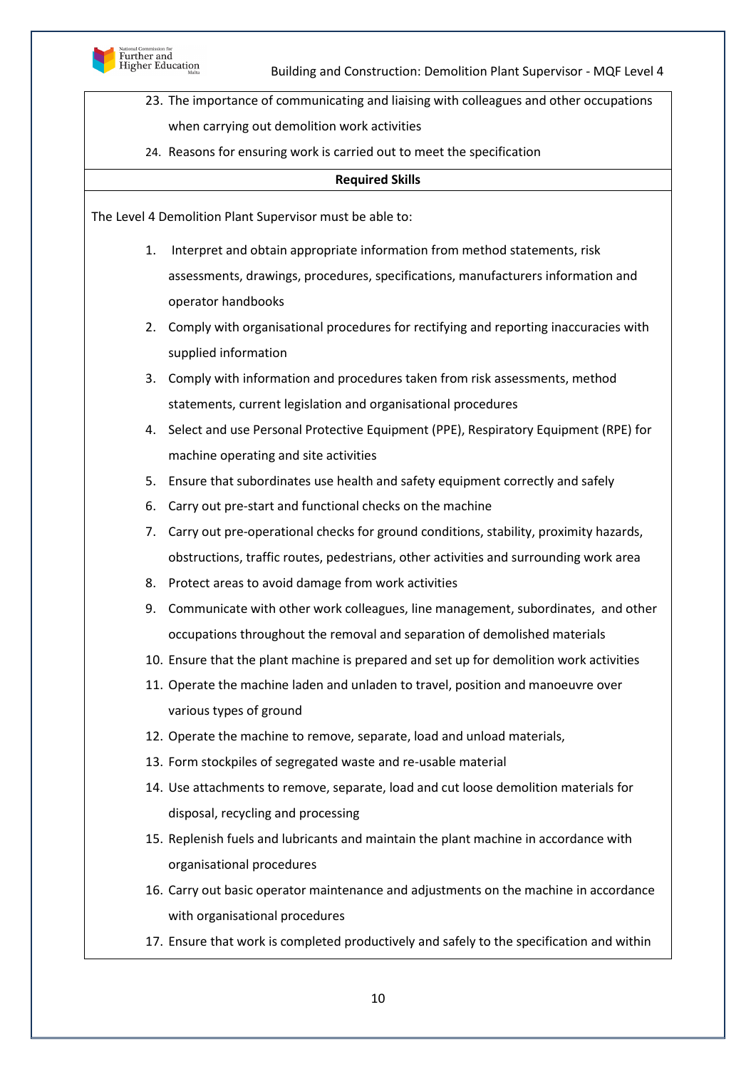23. The importance of communicating and liaising with colleagues and other occupations when carrying out demolition work activities
24. Reasons for ensuring work is carried out to meet the specification

**Required Skills**

The Level 4 Demolition Plant Supervisor must be able to:

1. Interpret and obtain appropriate information from method statements, risk assessments, drawings, procedures, specifications, manufacturers information and operator handbooks
2. Comply with organisational procedures for rectifying and reporting inaccuracies with supplied information
3. Comply with information and procedures taken from risk assessments, method statements, current legislation and organisational procedures
4. Select and use Personal Protective Equipment (PPE), Respiratory Equipment (RPE) for machine operating and site activities
5. Ensure that subordinates use health and safety equipment correctly and safely
6. Carry out pre-start and functional checks on the machine
7. Carry out pre-operational checks for ground conditions, stability, proximity hazards, obstructions, traffic routes, pedestrians, other activities and surrounding work area
8. Protect areas to avoid damage from work activities
9. Communicate with other work colleagues, line management, subordinates, and other occupations throughout the removal and separation of demolished materials
10. Ensure that the plant machine is prepared and set up for demolition work activities
11. Operate the machine laden and unladen to travel, position and manoeuvre over various types of ground
12. Operate the machine to remove, separate, load and unload materials,
13. Form stockpiles of segregated waste and re-usable material
14. Use attachments to remove, separate, load and cut loose demolition materials for disposal, recycling and processing
15. Replenish fuels and lubricants and maintain the plant machine in accordance with organisational procedures
16. Carry out basic operator maintenance and adjustments on the machine in accordance with organisational procedures
17. Ensure that work is completed productively and safely to the specification and within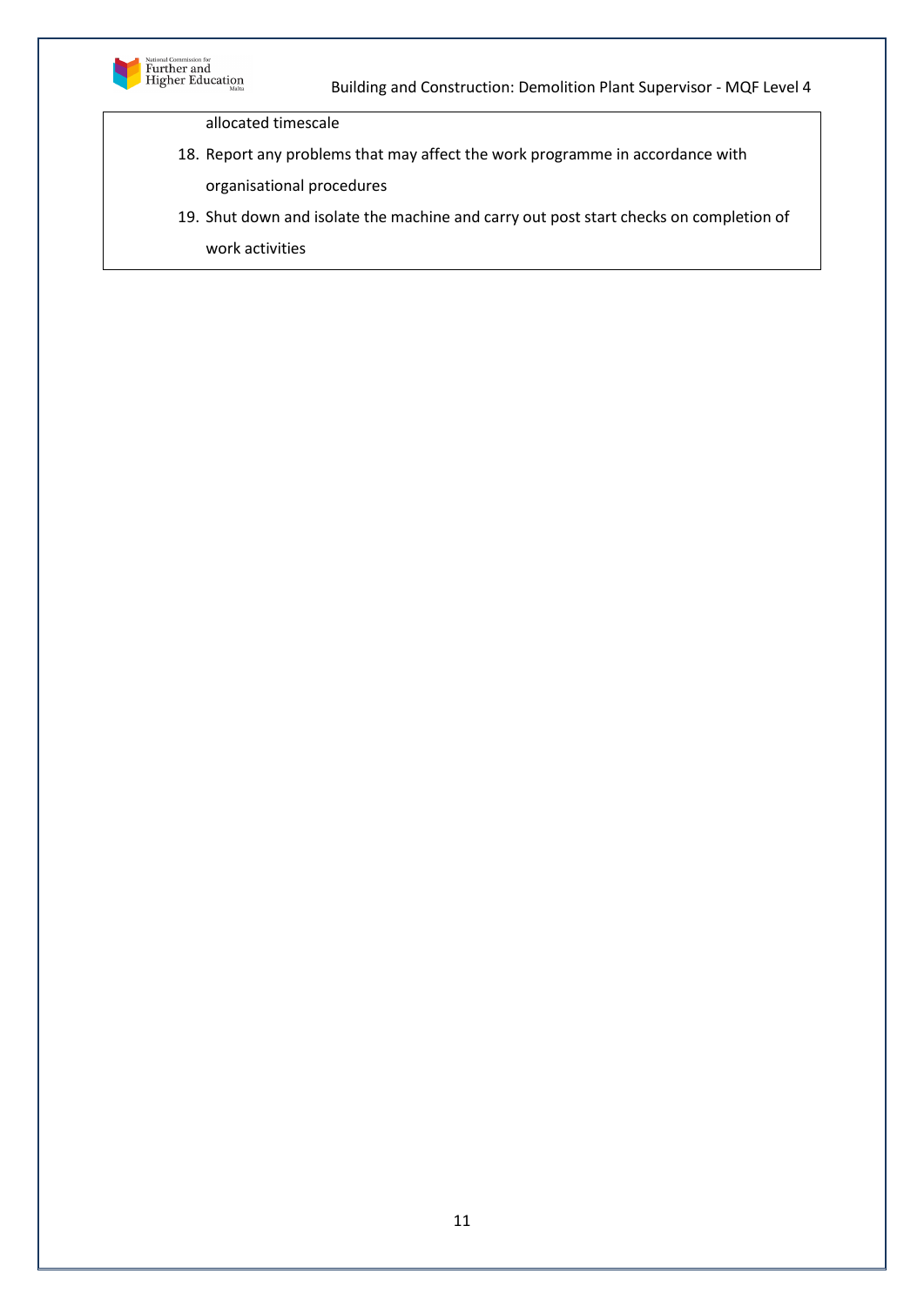allocated timescale

18. Report any problems that may affect the work programme in accordance with organisational procedures
19. Shut down and isolate the machine and carry out post start checks on completion of work activities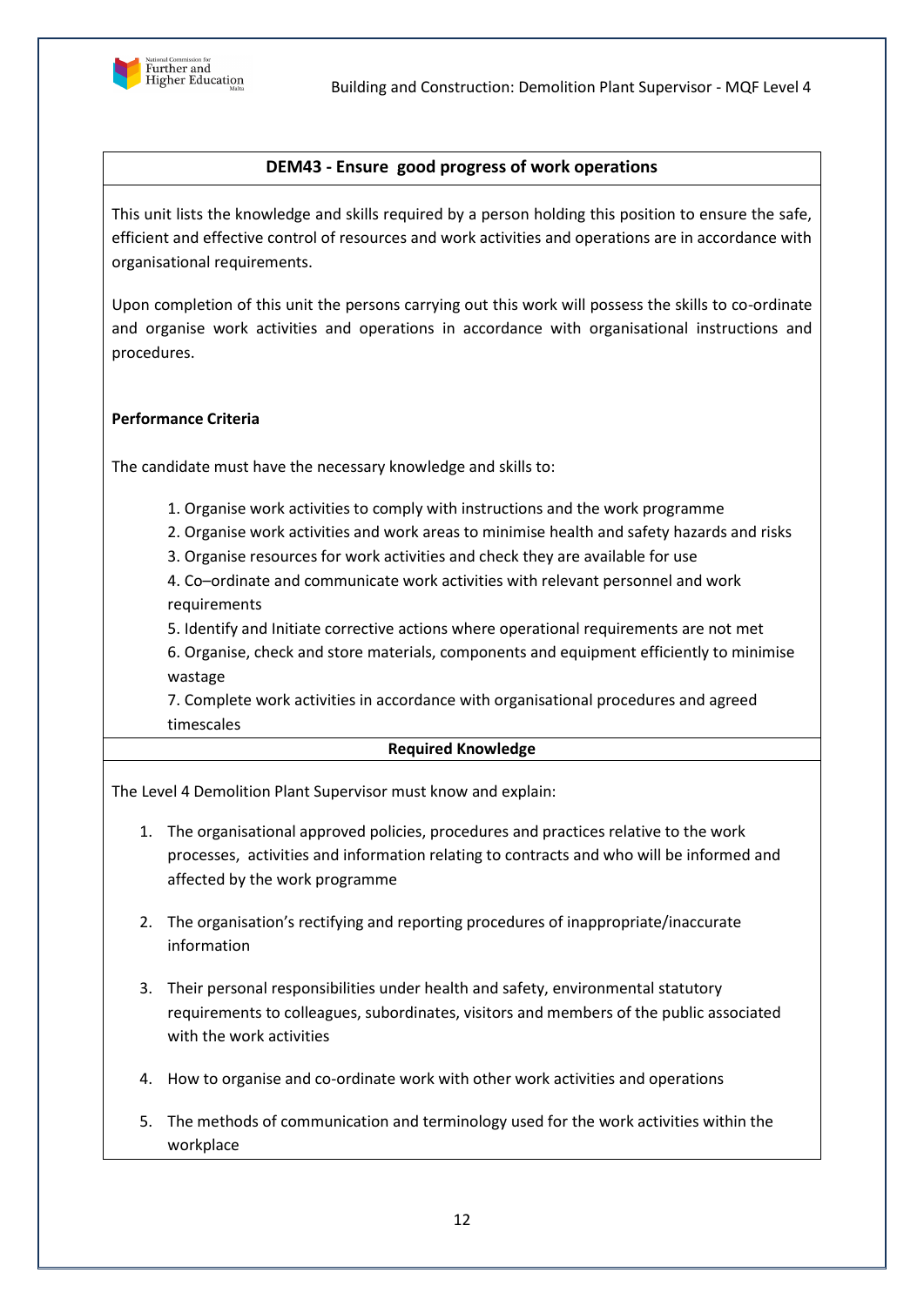## DEM43 - Ensure good progress of work operations

This unit lists the knowledge and skills required by a person holding this position to ensure the safe, efficient and effective control of resources and work activities and operations are in accordance with organisational requirements.

Upon completion of this unit the persons carrying out this work will possess the skills to co-ordinate and organise work activities and operations in accordance with organisational instructions and procedures.

**Performance Criteria**

The candidate must have the necessary knowledge and skills to:

1. Organise work activities to comply with instructions and the work programme
2. Organise work activities and work areas to minimise health and safety hazards and risks
3. Organise resources for work activities and check they are available for use
4. Co–ordinate and communicate work activities with relevant personnel and work requirements
5. Identify and Initiate corrective actions where operational requirements are not met
6. Organise, check and store materials, components and equipment efficiently to minimise wastage
7. Complete work activities in accordance with organisational procedures and agreed timescales

**Required Knowledge**

The Level 4 Demolition Plant Supervisor must know and explain:

1. The organisational approved policies, procedures and practices relative to the work processes, activities and information relating to contracts and who will be informed and affected by the work programme
2. The organisation's rectifying and reporting procedures of inappropriate/inaccurate information
3. Their personal responsibilities under health and safety, environmental statutory requirements to colleagues, subordinates, visitors and members of the public associated with the work activities
4. How to organise and co-ordinate work with other work activities and operations
5. The methods of communication and terminology used for the work activities within the workplace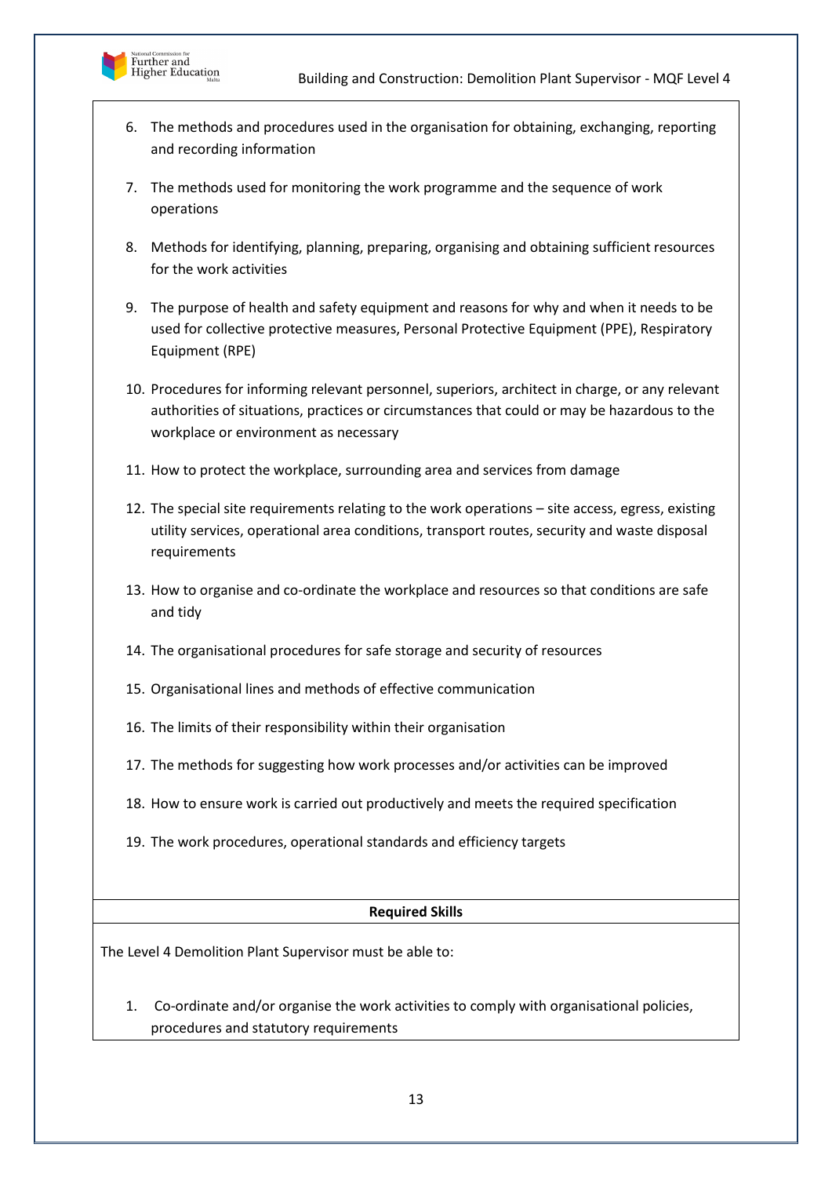6. The methods and procedures used in the organisation for obtaining, exchanging, reporting and recording information

7. The methods used for monitoring the work programme and the sequence of work operations

8. Methods for identifying, planning, preparing, organising and obtaining sufficient resources for the work activities

9. The purpose of health and safety equipment and reasons for why and when it needs to be used for collective protective measures, Personal Protective Equipment (PPE), Respiratory Equipment (RPE)

10. Procedures for informing relevant personnel, superiors, architect in charge, or any relevant authorities of situations, practices or circumstances that could or may be hazardous to the workplace or environment as necessary

11. How to protect the workplace, surrounding area and services from damage

12. The special site requirements relating to the work operations – site access, egress, existing utility services, operational area conditions, transport routes, security and waste disposal requirements

13. How to organise and co-ordinate the workplace and resources so that conditions are safe and tidy

14. The organisational procedures for safe storage and security of resources

15. Organisational lines and methods of effective communication

16. The limits of their responsibility within their organisation

17. The methods for suggesting how work processes and/or activities can be improved

18. How to ensure work is carried out productively and meets the required specification

19. The work procedures, operational standards and efficiency targets

**Required Skills**

The Level 4 Demolition Plant Supervisor must be able to:

1. Co-ordinate and/or organise the work activities to comply with organisational policies, procedures and statutory requirements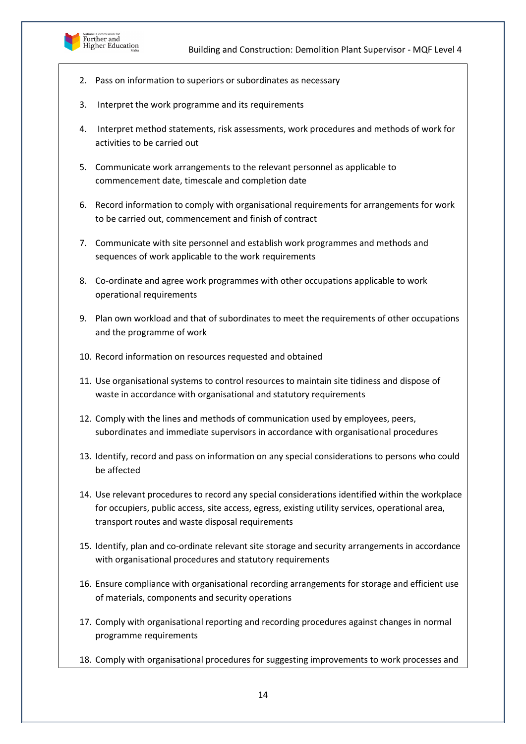2. Pass on information to superiors or subordinates as necessary
3. Interpret the work programme and its requirements
4. Interpret method statements, risk assessments, work procedures and methods of work for activities to be carried out
5. Communicate work arrangements to the relevant personnel as applicable to commencement date, timescale and completion date
6. Record information to comply with organisational requirements for arrangements for work to be carried out, commencement and finish of contract
7. Communicate with site personnel and establish work programmes and methods and sequences of work applicable to the work requirements
8. Co-ordinate and agree work programmes with other occupations applicable to work operational requirements
9. Plan own workload and that of subordinates to meet the requirements of other occupations and the programme of work
10. Record information on resources requested and obtained
11. Use organisational systems to control resources to maintain site tidiness and dispose of waste in accordance with organisational and statutory requirements
12. Comply with the lines and methods of communication used by employees, peers, subordinates and immediate supervisors in accordance with organisational procedures
13. Identify, record and pass on information on any special considerations to persons who could be affected
14. Use relevant procedures to record any special considerations identified within the workplace for occupiers, public access, site access, egress, existing utility services, operational area, transport routes and waste disposal requirements
15. Identify, plan and co-ordinate relevant site storage and security arrangements in accordance with organisational procedures and statutory requirements
16. Ensure compliance with organisational recording arrangements for storage and efficient use of materials, components and security operations
17. Comply with organisational reporting and recording procedures against changes in normal programme requirements
18. Comply with organisational procedures for suggesting improvements to work processes and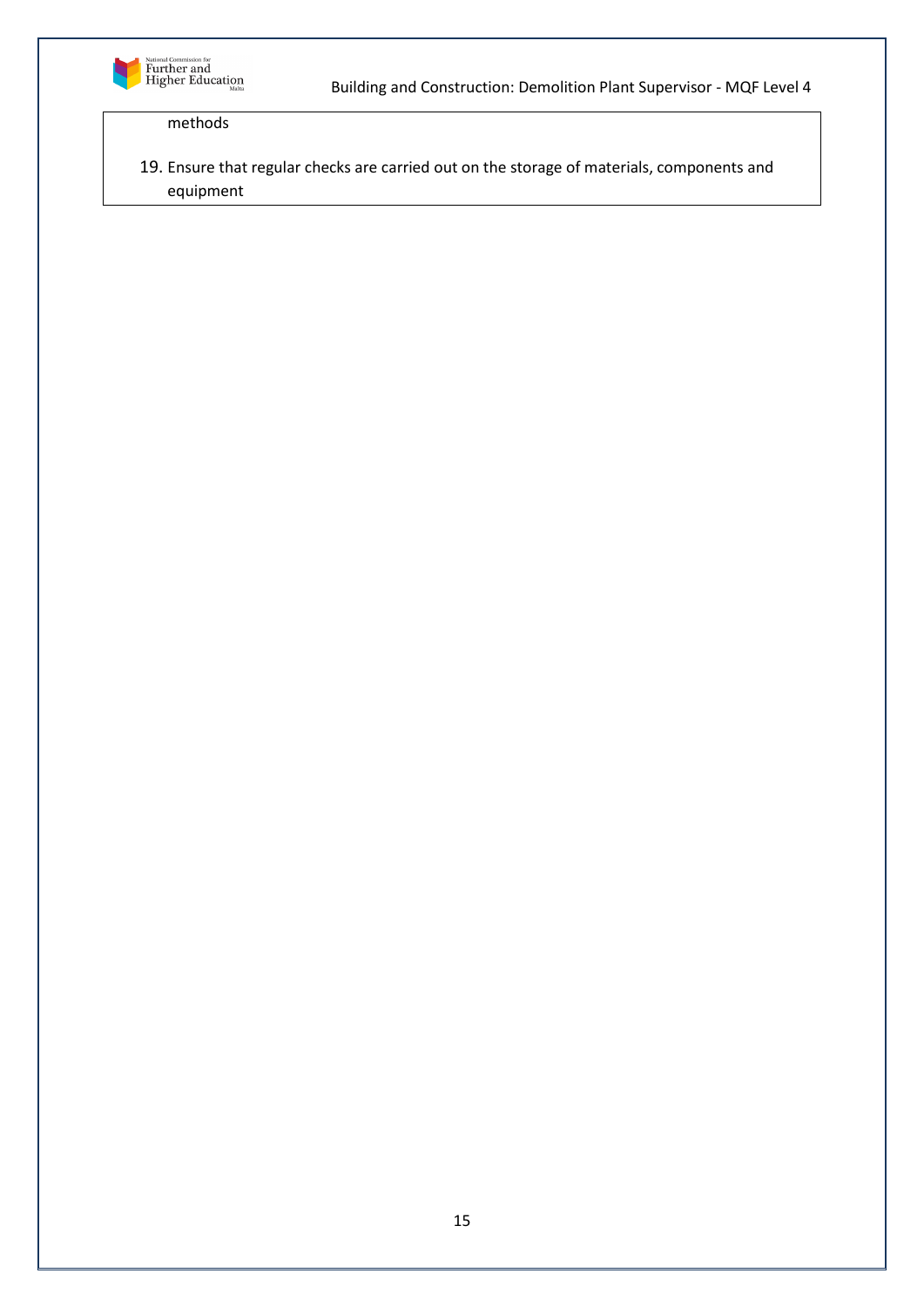methods

19. Ensure that regular checks are carried out on the storage of materials, components and equipment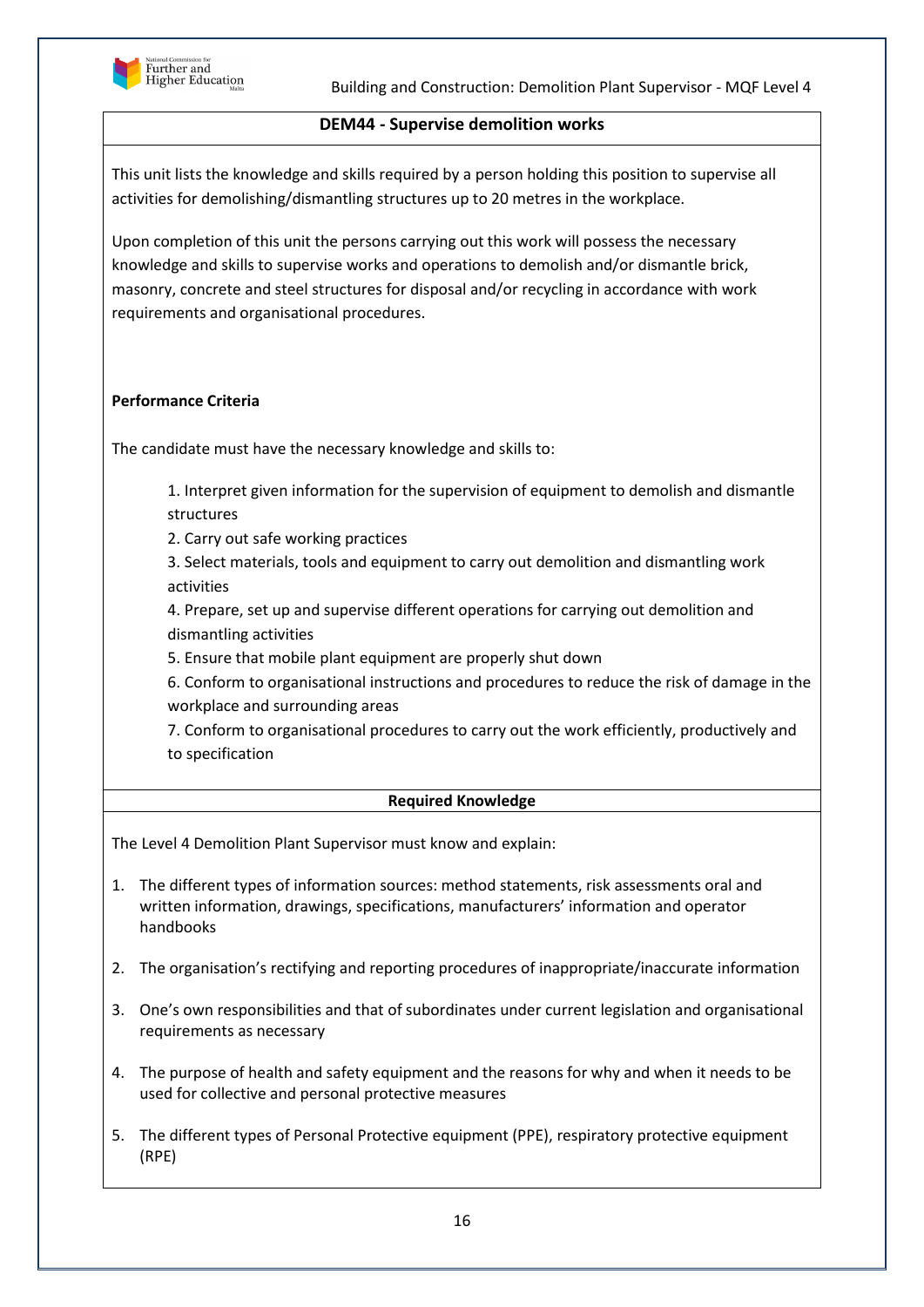## DEM44 - Supervise demolition works

This unit lists the knowledge and skills required by a person holding this position to supervise all activities for demolishing/dismantling structures up to 20 metres in the workplace.

Upon completion of this unit the persons carrying out this work will possess the necessary knowledge and skills to supervise works and operations to demolish and/or dismantle brick, masonry, concrete and steel structures for disposal and/or recycling in accordance with work requirements and organisational procedures.

**Performance Criteria**

The candidate must have the necessary knowledge and skills to:

1. Interpret given information for the supervision of equipment to demolish and dismantle structures
2. Carry out safe working practices
3. Select materials, tools and equipment to carry out demolition and dismantling work activities
4. Prepare, set up and supervise different operations for carrying out demolition and dismantling activities
5. Ensure that mobile plant equipment are properly shut down
6. Conform to organisational instructions and procedures to reduce the risk of damage in the workplace and surrounding areas
7. Conform to organisational procedures to carry out the work efficiently, productively and to specification

**Required Knowledge**

The Level 4 Demolition Plant Supervisor must know and explain:

1. The different types of information sources: method statements, risk assessments oral and written information, drawings, specifications, manufacturers' information and operator handbooks
2. The organisation's rectifying and reporting procedures of inappropriate/inaccurate information
3. One's own responsibilities and that of subordinates under current legislation and organisational requirements as necessary
4. The purpose of health and safety equipment and the reasons for why and when it needs to be used for collective and personal protective measures
5. The different types of Personal Protective equipment (PPE), respiratory protective equipment (RPE)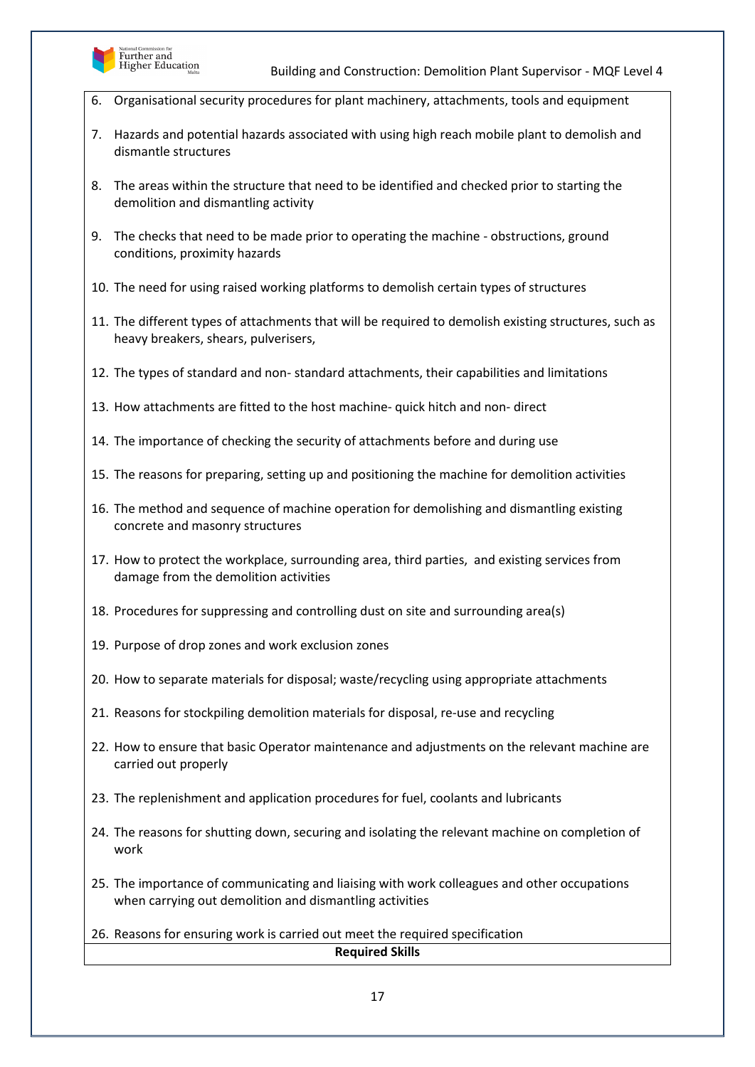6. Organisational security procedures for plant machinery, attachments, tools and equipment
7. Hazards and potential hazards associated with using high reach mobile plant to demolish and dismantle structures
8. The areas within the structure that need to be identified and checked prior to starting the demolition and dismantling activity
9. The checks that need to be made prior to operating the machine - obstructions, ground conditions, proximity hazards
10. The need for using raised working platforms to demolish certain types of structures
11. The different types of attachments that will be required to demolish existing structures, such as heavy breakers, shears, pulverisers,
12. The types of standard and non- standard attachments, their capabilities and limitations
13. How attachments are fitted to the host machine- quick hitch and non- direct
14. The importance of checking the security of attachments before and during use
15. The reasons for preparing, setting up and positioning the machine for demolition activities
16. The method and sequence of machine operation for demolishing and dismantling existing concrete and masonry structures
17. How to protect the workplace, surrounding area, third parties, and existing services from damage from the demolition activities
18. Procedures for suppressing and controlling dust on site and surrounding area(s)
19. Purpose of drop zones and work exclusion zones
20. How to separate materials for disposal; waste/recycling using appropriate attachments
21. Reasons for stockpiling demolition materials for disposal, re-use and recycling
22. How to ensure that basic Operator maintenance and adjustments on the relevant machine are carried out properly
23. The replenishment and application procedures for fuel, coolants and lubricants
24. The reasons for shutting down, securing and isolating the relevant machine on completion of work
25. The importance of communicating and liaising with work colleagues and other occupations when carrying out demolition and dismantling activities
26. Reasons for ensuring work is carried out meet the required specification

**Required Skills**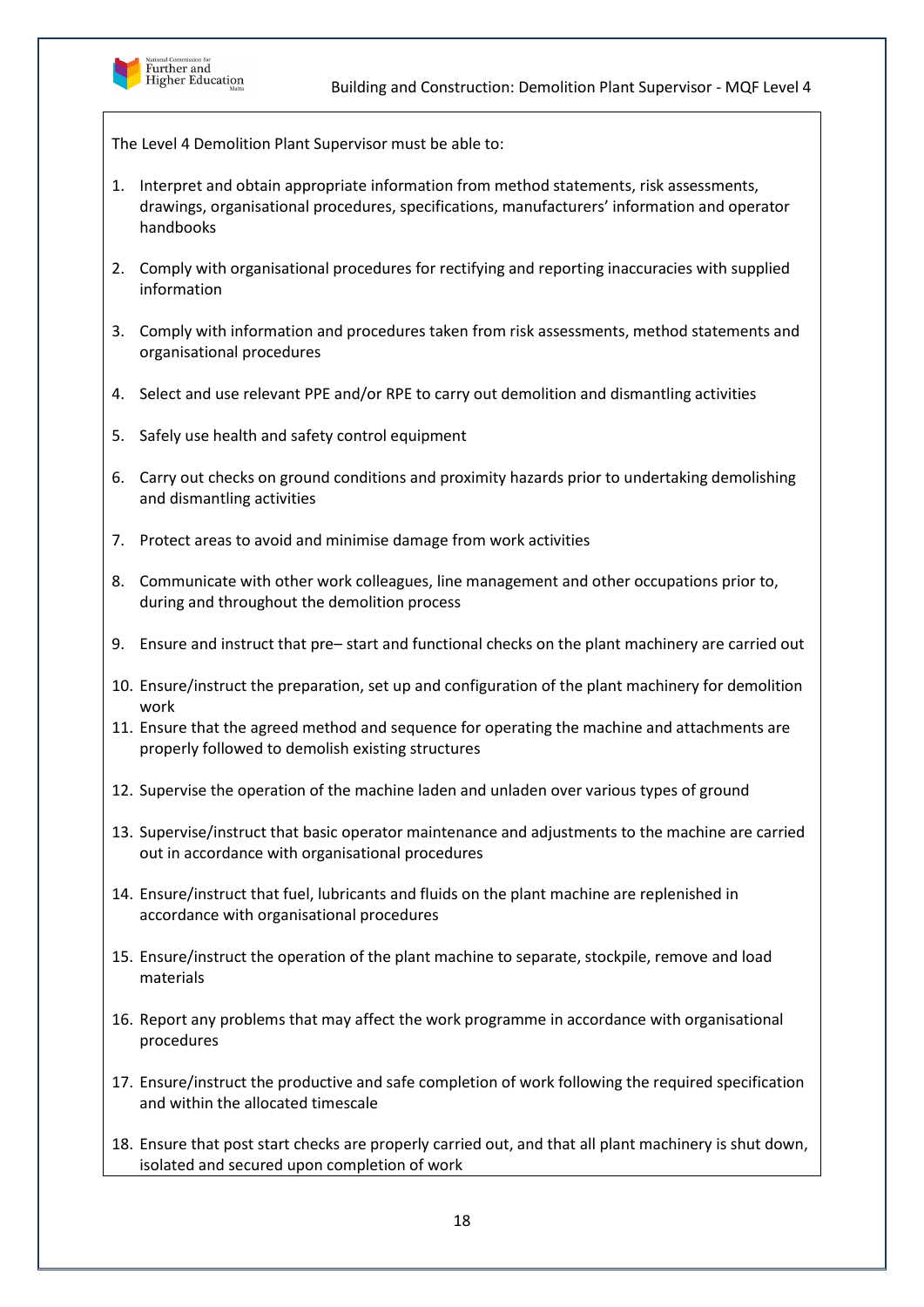The Level 4 Demolition Plant Supervisor must be able to:

1. Interpret and obtain appropriate information from method statements, risk assessments, drawings, organisational procedures, specifications, manufacturers' information and operator handbooks
2. Comply with organisational procedures for rectifying and reporting inaccuracies with supplied information
3. Comply with information and procedures taken from risk assessments, method statements and organisational procedures
4. Select and use relevant PPE and/or RPE to carry out demolition and dismantling activities
5. Safely use health and safety control equipment
6. Carry out checks on ground conditions and proximity hazards prior to undertaking demolishing and dismantling activities
7. Protect areas to avoid and minimise damage from work activities
8. Communicate with other work colleagues, line management and other occupations prior to, during and throughout the demolition process
9. Ensure and instruct that pre– start and functional checks on the plant machinery are carried out
10. Ensure/instruct the preparation, set up and configuration of the plant machinery for demolition work
11. Ensure that the agreed method and sequence for operating the machine and attachments are properly followed to demolish existing structures
12. Supervise the operation of the machine laden and unladen over various types of ground
13. Supervise/instruct that basic operator maintenance and adjustments to the machine are carried out in accordance with organisational procedures
14. Ensure/instruct that fuel, lubricants and fluids on the plant machine are replenished in accordance with organisational procedures
15. Ensure/instruct the operation of the plant machine to separate, stockpile, remove and load materials
16. Report any problems that may affect the work programme in accordance with organisational procedures
17. Ensure/instruct the productive and safe completion of work following the required specification and within the allocated timescale
18. Ensure that post start checks are properly carried out, and that all plant machinery is shut down, isolated and secured upon completion of work